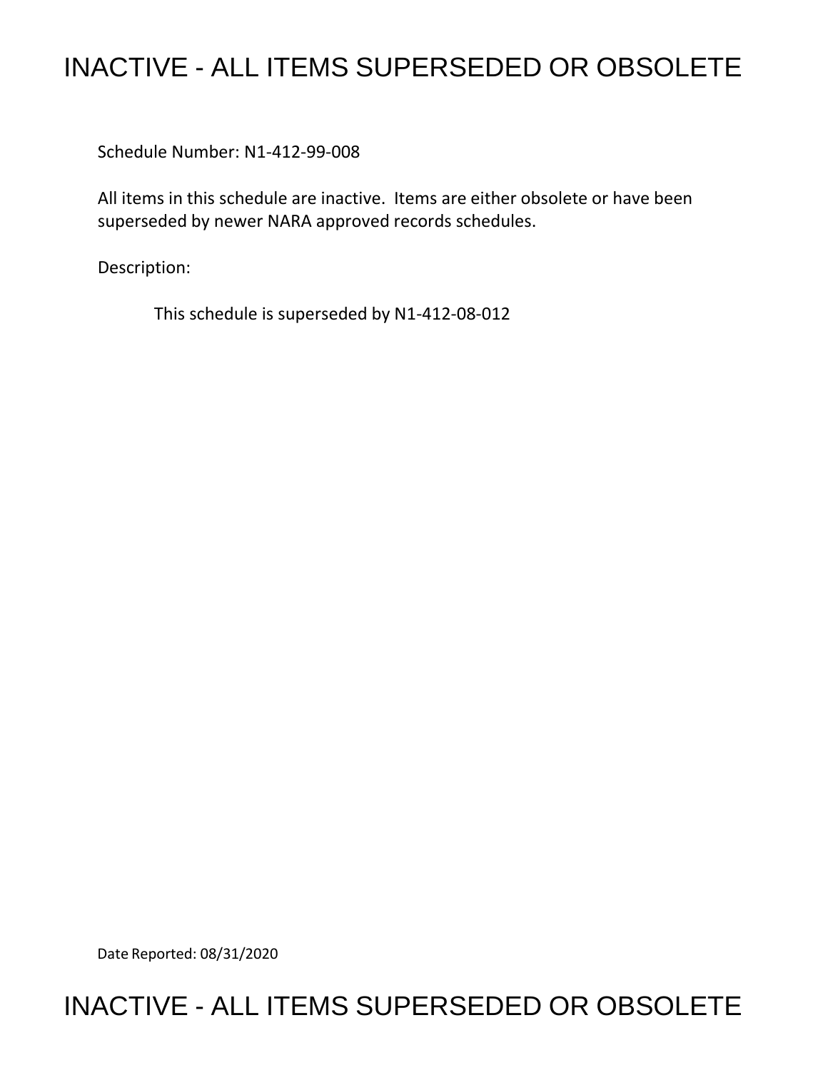# INACTIVE - ALL ITEMS SUPERSEDED OR OBSOLETE

Schedule Number: N1-412-99-008

All items in this schedule are inactive. Items are either obsolete or have been superseded by newer NARA approved records schedules.

Description:

This schedule is superseded by N1-412-08-012

Date Reported: 08/31/2020

# INACTIVE - ALL ITEMS SUPERSEDED OR OBSOLETE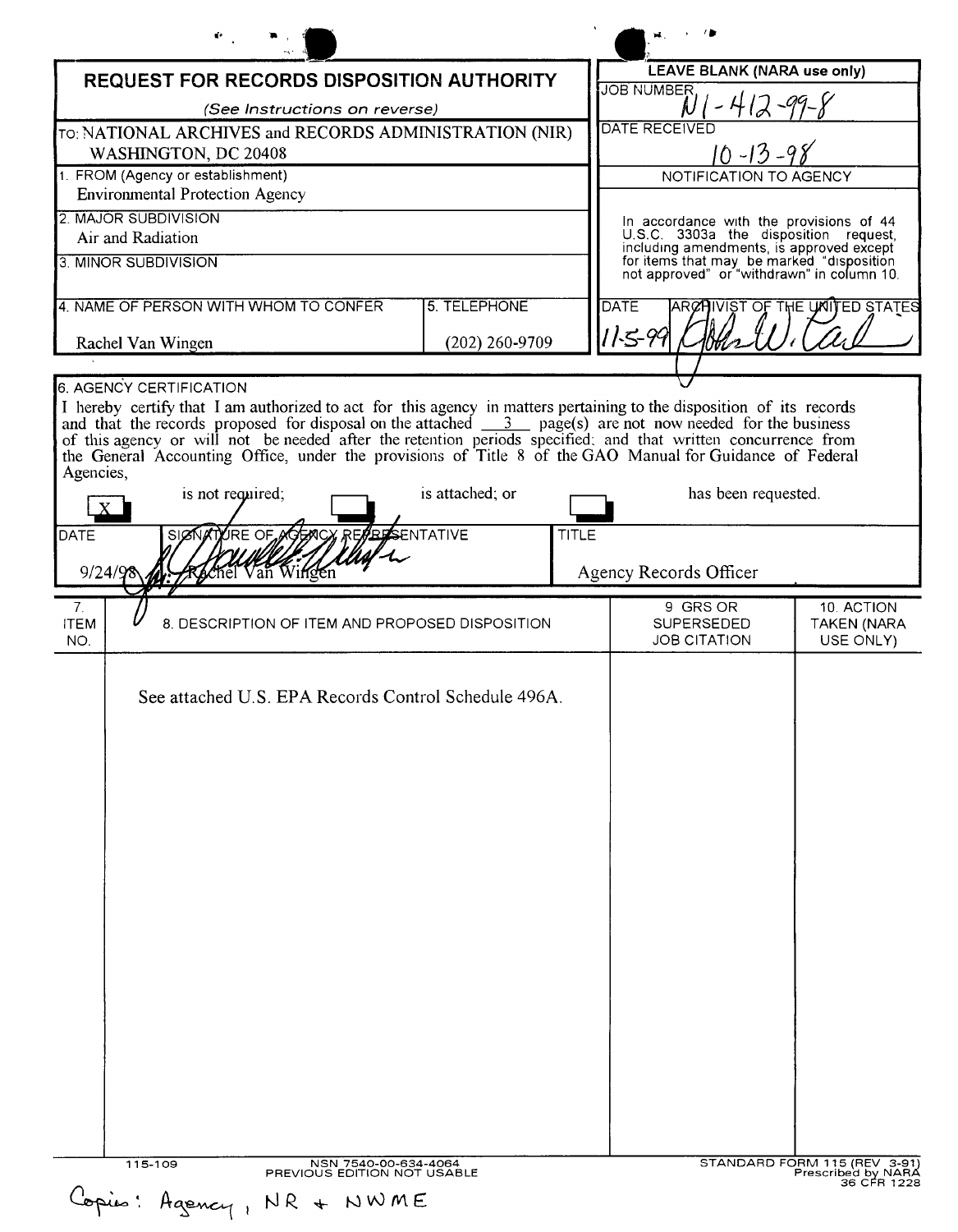# REQUEST FOR RECORDS DISPOSITION AUTHORITY

*(See Instructions on reverse)*

| | |
|---|---|
| TO: NATIONAL ARCHIVES and RECORDS ADMINISTRATION (NIR) WASHINGTON, DC 20408 | **LEAVE BLANK (NARA use only)** |
| | JOB NUMBER: N1-412-99-8 |
| | DATE RECEIVED: 10-13-98 |
| 1. FROM (Agency or establishment): Environmental Protection Agency | NOTIFICATION TO AGENCY |
| 2. MAJOR SUBDIVISION: Air and Radiation | In accordance with the provisions of 44 U.S.C. 3303a the disposition request, including amendments, is approved except for items that may be marked "disposition not approved" or "withdrawn" in column 10. |
| 3. MINOR SUBDIVISION: | |
| 4. NAME OF PERSON WITH WHOM TO CONFER: Rachel Van Wingen — 5. TELEPHONE: (202) 260-9709 | DATE: 11-5-99 — ARCHIVIST OF THE UNITED STATES: [signature] |

**6. AGENCY CERTIFICATION**

I hereby certify that I am authorized to act for this agency in matters pertaining to the disposition of its records and that the records proposed for disposal on the attached 3 page(s) are not now needed for the business of this agency or will not be needed after the retention periods specified; and that written concurrence from the General Accounting Office, under the provisions of Title 8 of the GAO Manual for Guidance of Federal Agencies,

[X] is not required; [ ] is attached; or [ ] has been requested.

| DATE | SIGNATURE OF AGENCY REPRESENTATIVE | TITLE |
|---|---|---|
| 9/24/98 | [signature] for: Rachel Van Wingen | Agency Records Officer |

| 7. ITEM NO. | 8. DESCRIPTION OF ITEM AND PROPOSED DISPOSITION | 9. GRS OR SUPERSEDED JOB CITATION | 10. ACTION TAKEN (NARA USE ONLY) |
|---|---|---|---|
| | See attached U.S. EPA Records Control Schedule 496A. | | |

115-109 NSN 7540-00-634-4064 PREVIOUS EDITION NOT USABLE

STANDARD FORM 115 (REV 3-91) Prescribed by NARA 36 CFR 1228

Copies: Agency, NR + NWME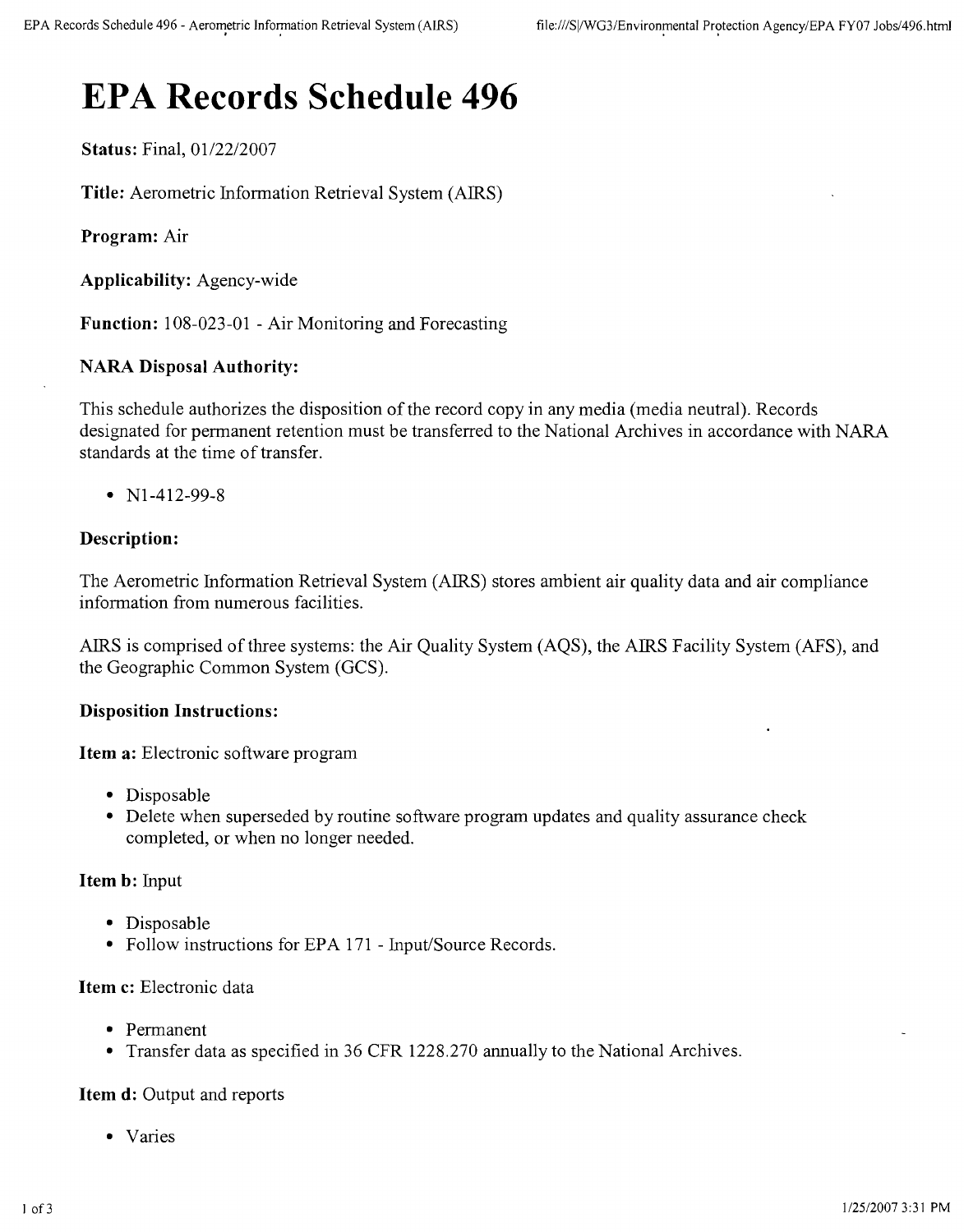# EPA Records Schedule 496

**Status:** Final, 01/22/2007

**Title:** Aerometric Information Retrieval System (AIRS)

**Program:** Air

**Applicability:** Agency-wide

**Function:** 108-023-01 - Air Monitoring and Forecasting

**NARA Disposal Authority:**

This schedule authorizes the disposition of the record copy in any media (media neutral). Records designated for permanent retention must be transferred to the National Archives in accordance with NARA standards at the time of transfer.

- N1-412-99-8

**Description:**

The Aerometric Information Retrieval System (AIRS) stores ambient air quality data and air compliance information from numerous facilities.

AIRS is comprised of three systems: the Air Quality System (AQS), the AIRS Facility System (AFS), and the Geographic Common System (GCS).

**Disposition Instructions:**

**Item a:** Electronic software program

- Disposable
- Delete when superseded by routine software program updates and quality assurance check completed, or when no longer needed.

**Item b:** Input

- Disposable
- Follow instructions for EPA 171 - Input/Source Records.

**Item c:** Electronic data

- Permanent
- Transfer data as specified in 36 CFR 1228.270 annually to the National Archives.

**Item d:** Output and reports

- Varies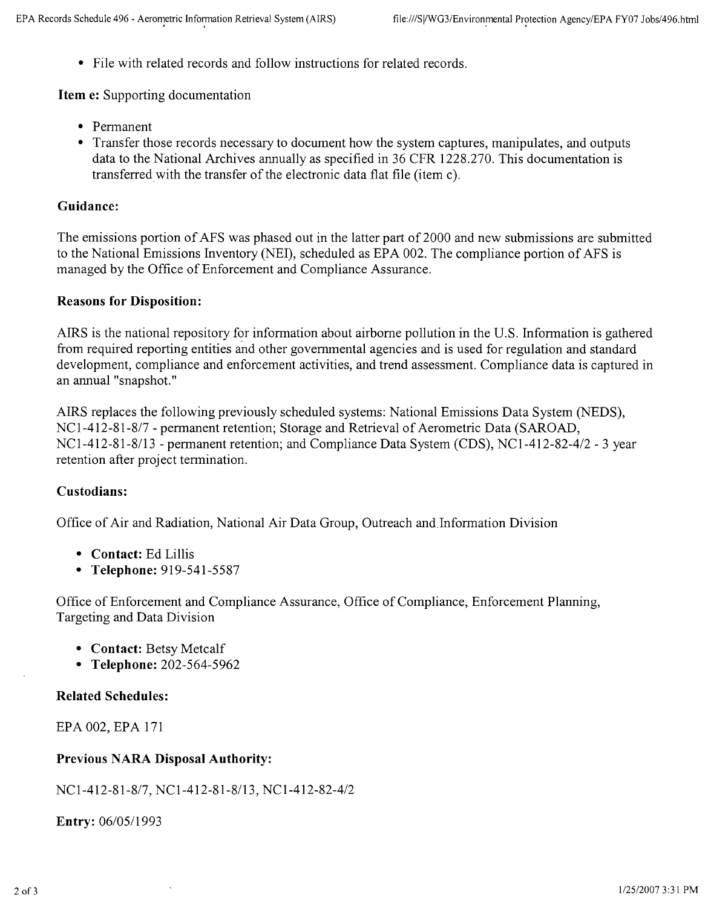- File with related records and follow instructions for related records.

**Item e:** Supporting documentation

- Permanent
- Transfer those records necessary to document how the system captures, manipulates, and outputs data to the National Archives annually as specified in 36 CFR 1228.270. This documentation is transferred with the transfer of the electronic data flat file (item c).

**Guidance:**

The emissions portion of AFS was phased out in the latter part of 2000 and new submissions are submitted to the National Emissions Inventory (NEI), scheduled as EPA 002. The compliance portion of AFS is managed by the Office of Enforcement and Compliance Assurance.

**Reasons for Disposition:**

AIRS is the national repository for information about airborne pollution in the U.S. Information is gathered from required reporting entities and other governmental agencies and is used for regulation and standard development, compliance and enforcement activities, and trend assessment. Compliance data is captured in an annual "snapshot."

AIRS replaces the following previously scheduled systems: National Emissions Data System (NEDS), NC1-412-81-8/7 - permanent retention; Storage and Retrieval of Aerometric Data (SAROAD, NC1-412-81-8/13 - permanent retention; and Compliance Data System (CDS), NC1-412-82-4/2 - 3 year retention after project termination.

**Custodians:**

Office of Air and Radiation, National Air Data Group, Outreach and Information Division

- **Contact:** Ed Lillis
- **Telephone:** 919-541-5587

Office of Enforcement and Compliance Assurance, Office of Compliance, Enforcement Planning, Targeting and Data Division

- **Contact:** Betsy Metcalf
- **Telephone:** 202-564-5962

**Related Schedules:**

EPA 002, EPA 171

**Previous NARA Disposal Authority:**

NC1-412-81-8/7, NC1-412-81-8/13, NC1-412-82-4/2

**Entry:** 06/05/1993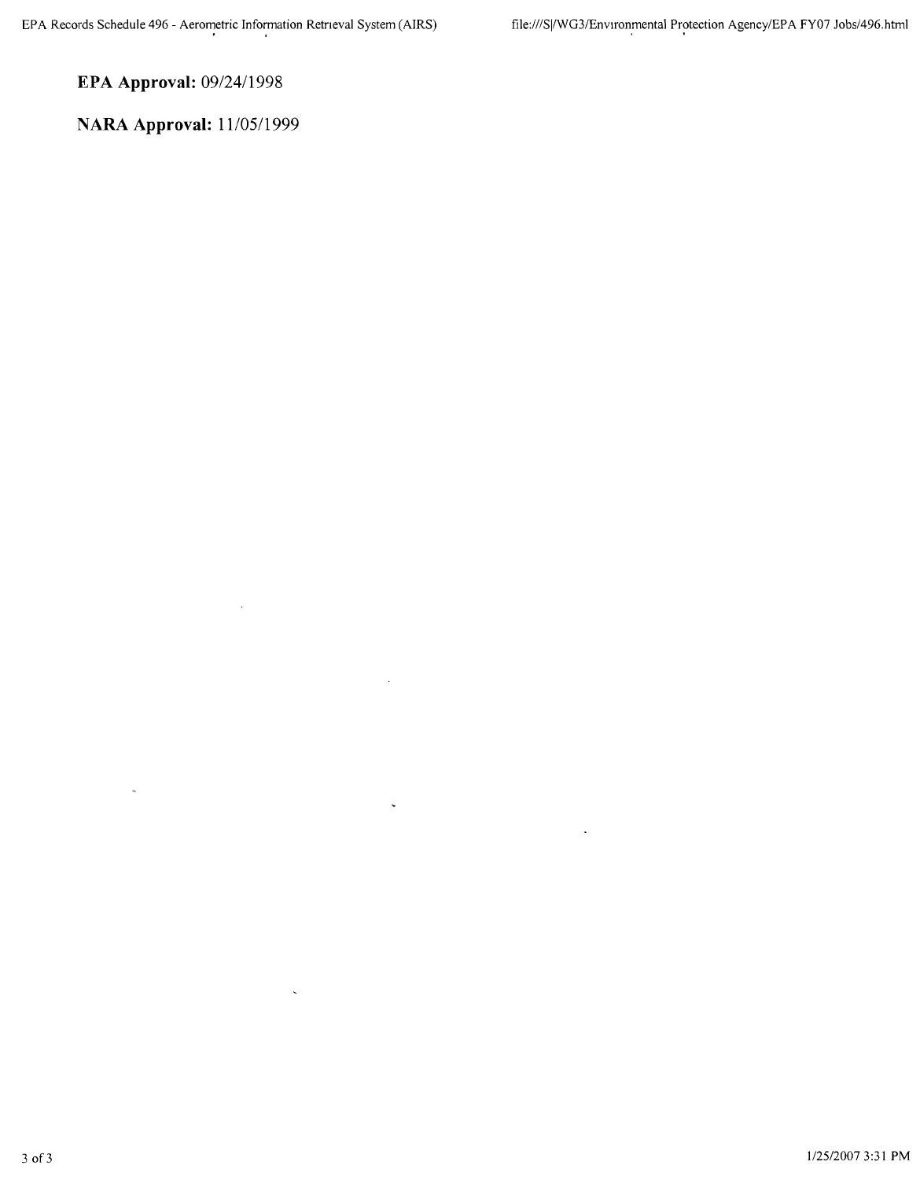**EPA Approval:** 09/24/1998

**NARA Approval:** 11/05/1999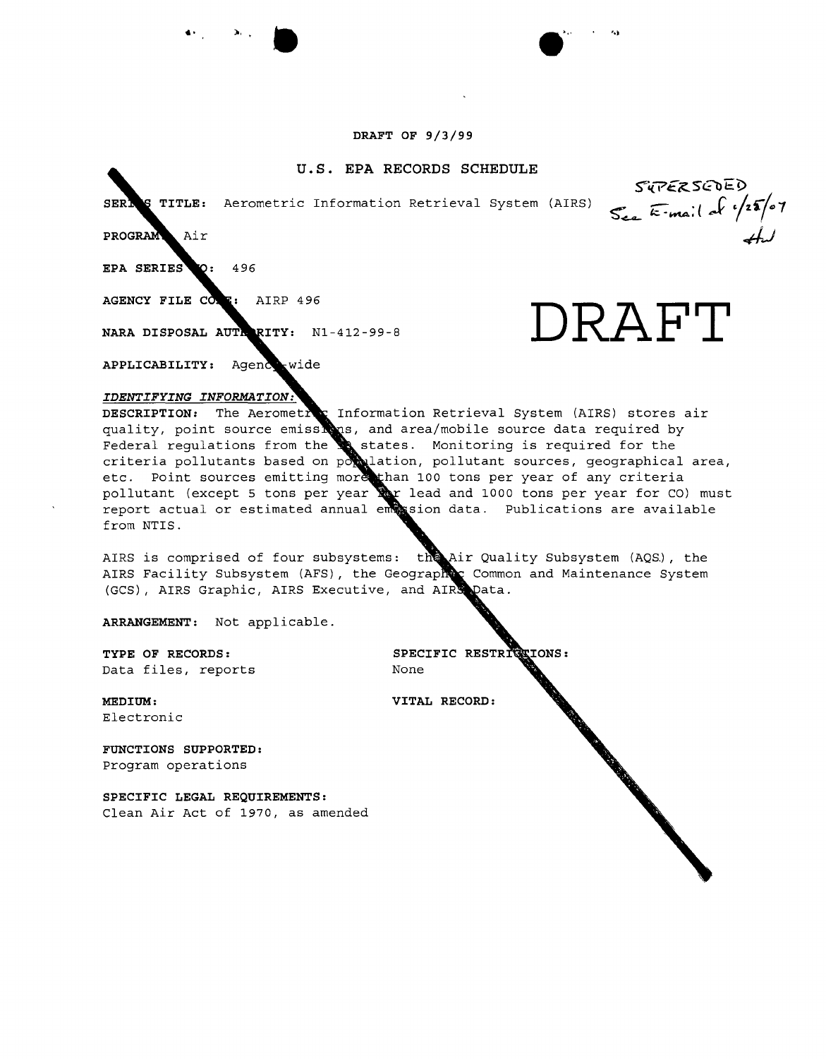DRAFT OF 9/3/99

# U.S. EPA RECORDS SCHEDULE

SUPERSEDED See E-mail of 6/25/07 HW

DRAFT

**SERIES TITLE:** Aerometric Information Retrieval System (AIRS)

**PROGRAM:** Air

**EPA SERIES NO:** 496

**AGENCY FILE CODE:** AIRP 496

**NARA DISPOSAL AUTHORITY:** N1-412-99-8

**APPLICABILITY:** Agency-wide

***IDENTIFYING INFORMATION:***

**DESCRIPTION:** The Aerometric Information Retrieval System (AIRS) stores air quality, point source emissions, and area/mobile source data required by Federal regulations from the 50 states. Monitoring is required for the criteria pollutants based on population, pollutant sources, geographical area, etc. Point sources emitting more than 100 tons per year of any criteria pollutant (except 5 tons per year for lead and 1000 tons per year for CO) must report actual or estimated annual emission data. Publications are available from NTIS.

AIRS is comprised of four subsystems: the Air Quality Subsystem (AQS), the AIRS Facility Subsystem (AFS), the Geographic Common and Maintenance System (GCS), AIRS Graphic, AIRS Executive, and AIRS Data.

**ARRANGEMENT:** Not applicable.

**TYPE OF RECORDS:**
Data files, reports

**SPECIFIC RESTRICTIONS:**
None

**MEDIUM:**
Electronic

**VITAL RECORD:**

**FUNCTIONS SUPPORTED:**
Program operations

**SPECIFIC LEGAL REQUIREMENTS:**
Clean Air Act of 1970, as amended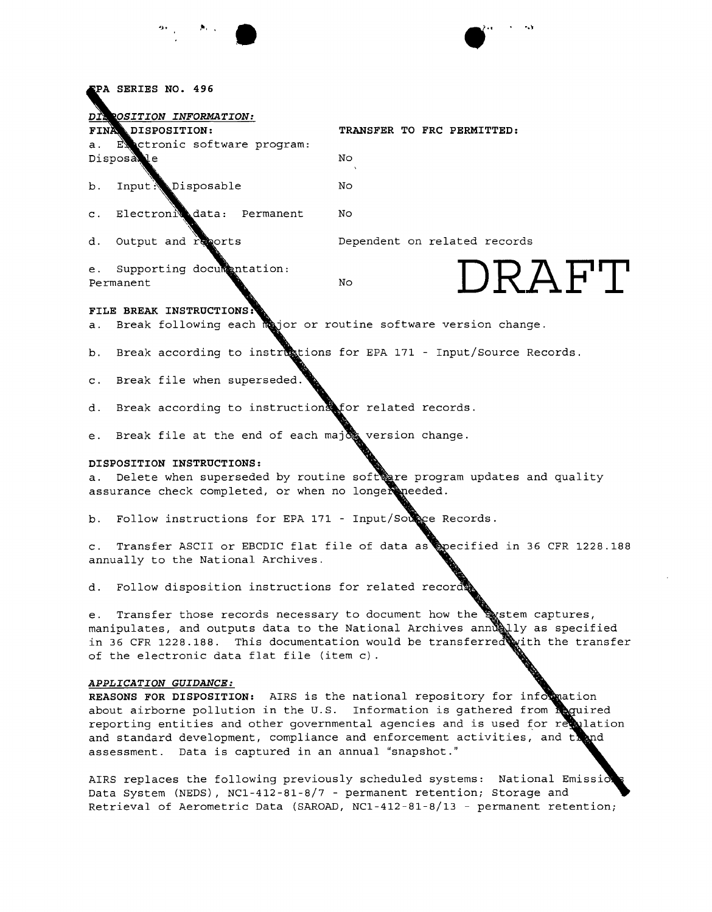EPA SERIES NO. 496

*DISPOSITION INFORMATION:*

| FINAL DISPOSITION: | TRANSFER TO FRC PERMITTED: |
|---|---|
| a. Electronic software program: Disposable | No |
| b. Input: Disposable | No |
| c. Electronic data: Permanent | No |
| d. Output and reports | Dependent on related records |
| e. Supporting documentation: Permanent | No |

DRAFT

**FILE BREAK INSTRUCTIONS:**

a. Break following each major or routine software version change.

b. Break according to instructions for EPA 171 - Input/Source Records.

c. Break file when superseded.

d. Break according to instructions for related records.

e. Break file at the end of each major version change.

**DISPOSITION INSTRUCTIONS:**

a. Delete when superseded by routine software program updates and quality assurance check completed, or when no longer needed.

b. Follow instructions for EPA 171 - Input/Source Records.

c. Transfer ASCII or EBCDIC flat file of data as specified in 36 CFR 1228.188 annually to the National Archives.

d. Follow disposition instructions for related records.

e. Transfer those records necessary to document how the system captures, manipulates, and outputs data to the National Archives annually as specified in 36 CFR 1228.188. This documentation would be transferred with the transfer of the electronic data flat file (item c).

*APPLICATION GUIDANCE:*

**REASONS FOR DISPOSITION:** AIRS is the national repository for information about airborne pollution in the U.S. Information is gathered from required reporting entities and other governmental agencies and is used for regulation and standard development, compliance and enforcement activities, and trend assessment. Data is captured in an annual "snapshot."

AIRS replaces the following previously scheduled systems: National Emissions Data System (NEDS), NC1-412-81-8/7 - permanent retention; Storage and Retrieval of Aerometric Data (SAROAD, NC1-412-81-8/13 - permanent retention;